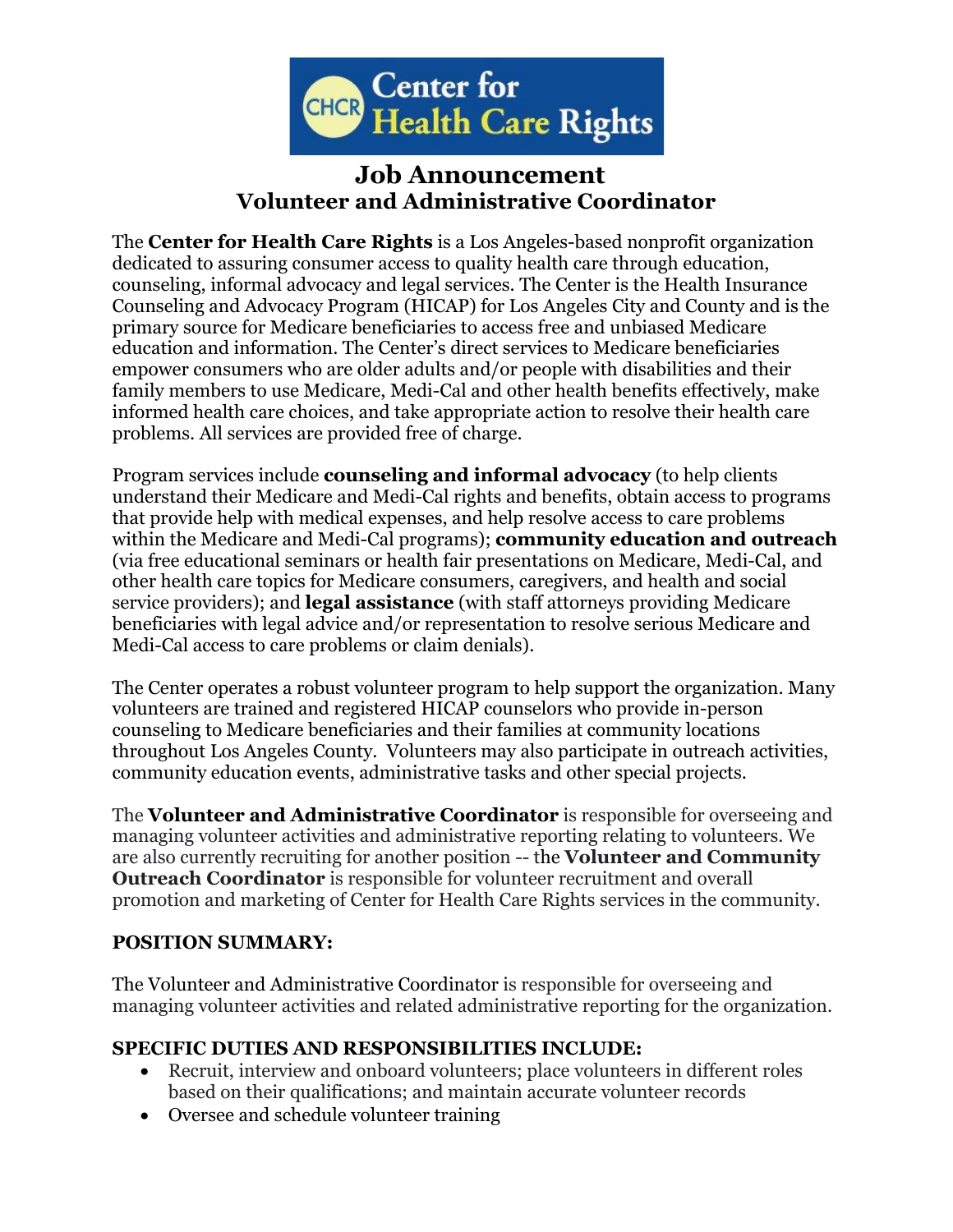Center for Health Care Rights

# Job Announcement
## Volunteer and Administrative Coordinator

The **Center for Health Care Rights** is a Los Angeles-based nonprofit organization dedicated to assuring consumer access to quality health care through education, counseling, informal advocacy and legal services. The Center is the Health Insurance Counseling and Advocacy Program (HICAP) for Los Angeles City and County and is the primary source for Medicare beneficiaries to access free and unbiased Medicare education and information. The Center's direct services to Medicare beneficiaries empower consumers who are older adults and/or people with disabilities and their family members to use Medicare, Medi-Cal and other health benefits effectively, make informed health care choices, and take appropriate action to resolve their health care problems. All services are provided free of charge.

Program services include **counseling and informal advocacy** (to help clients understand their Medicare and Medi-Cal rights and benefits, obtain access to programs that provide help with medical expenses, and help resolve access to care problems within the Medicare and Medi-Cal programs); **community education and outreach** (via free educational seminars or health fair presentations on Medicare, Medi-Cal, and other health care topics for Medicare consumers, caregivers, and health and social service providers); and **legal assistance** (with staff attorneys providing Medicare beneficiaries with legal advice and/or representation to resolve serious Medicare and Medi-Cal access to care problems or claim denials).

The Center operates a robust volunteer program to help support the organization. Many volunteers are trained and registered HICAP counselors who provide in-person counseling to Medicare beneficiaries and their families at community locations throughout Los Angeles County. Volunteers may also participate in outreach activities, community education events, administrative tasks and other special projects.

The **Volunteer and Administrative Coordinator** is responsible for overseeing and managing volunteer activities and administrative reporting relating to volunteers. We are also currently recruiting for another position -- the **Volunteer and Community Outreach Coordinator** is responsible for volunteer recruitment and overall promotion and marketing of Center for Health Care Rights services in the community.

### POSITION SUMMARY:

The Volunteer and Administrative Coordinator is responsible for overseeing and managing volunteer activities and related administrative reporting for the organization.

### SPECIFIC DUTIES AND RESPONSIBILITIES INCLUDE:

- Recruit, interview and onboard volunteers; place volunteers in different roles based on their qualifications; and maintain accurate volunteer records
- Oversee and schedule volunteer training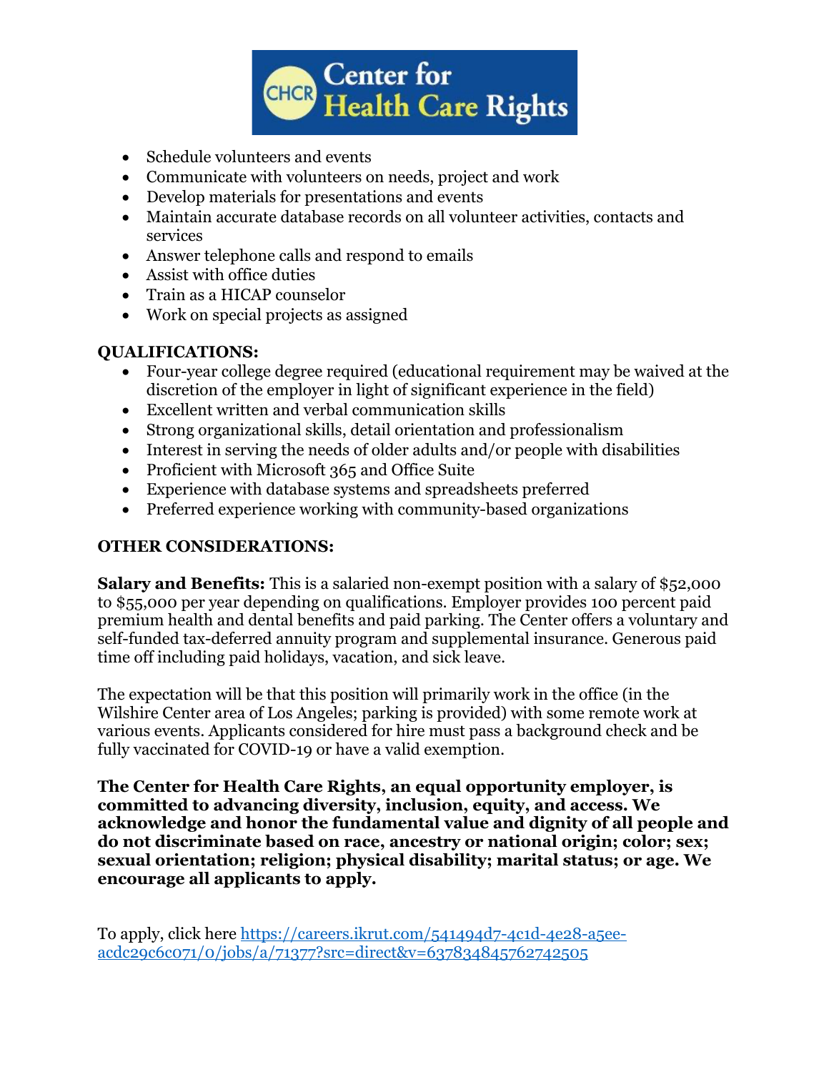- Schedule volunteers and events
- Communicate with volunteers on needs, project and work
- Develop materials for presentations and events
- Maintain accurate database records on all volunteer activities, contacts and services
- Answer telephone calls and respond to emails
- Assist with office duties
- Train as a HICAP counselor
- Work on special projects as assigned

**QUALIFICATIONS:**

- Four-year college degree required (educational requirement may be waived at the discretion of the employer in light of significant experience in the field)
- Excellent written and verbal communication skills
- Strong organizational skills, detail orientation and professionalism
- Interest in serving the needs of older adults and/or people with disabilities
- Proficient with Microsoft 365 and Office Suite
- Experience with database systems and spreadsheets preferred
- Preferred experience working with community-based organizations

**OTHER CONSIDERATIONS:**

**Salary and Benefits:** This is a salaried non-exempt position with a salary of $52,000 to $55,000 per year depending on qualifications. Employer provides 100 percent paid premium health and dental benefits and paid parking. The Center offers a voluntary and self-funded tax-deferred annuity program and supplemental insurance. Generous paid time off including paid holidays, vacation, and sick leave.

The expectation will be that this position will primarily work in the office (in the Wilshire Center area of Los Angeles; parking is provided) with some remote work at various events. Applicants considered for hire must pass a background check and be fully vaccinated for COVID-19 or have a valid exemption.

**The Center for Health Care Rights, an equal opportunity employer, is committed to advancing diversity, inclusion, equity, and access. We acknowledge and honor the fundamental value and dignity of all people and do not discriminate based on race, ancestry or national origin; color; sex; sexual orientation; religion; physical disability; marital status; or age. We encourage all applicants to apply.**

To apply, click here https://careers.ikrut.com/541494d7-4c1d-4e28-a5ee-acdc29c6c071/0/jobs/a/71377?src=direct&v=637834845762742505